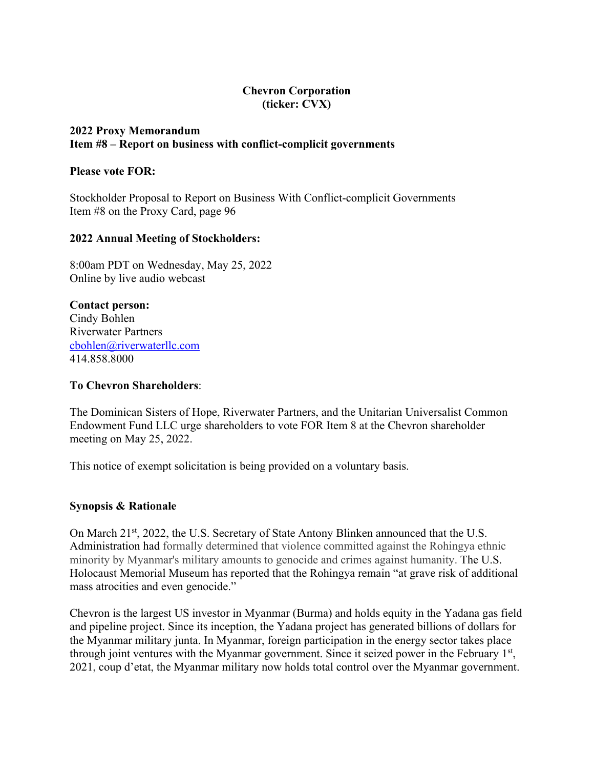**Chevron Corporation**
**(ticker: CVX)**

**2022 Proxy Memorandum**
**Item #8 – Report on business with conflict-complicit governments**

**Please vote FOR:**

Stockholder Proposal to Report on Business With Conflict-complicit Governments
Item #8 on the Proxy Card, page 96

**2022 Annual Meeting of Stockholders:**

8:00am PDT on Wednesday, May 25, 2022
Online by live audio webcast

**Contact person:**
Cindy Bohlen
Riverwater Partners
cbohlen@riverwaterllc.com
414.858.8000

**To Chevron Shareholders**:

The Dominican Sisters of Hope, Riverwater Partners, and the Unitarian Universalist Common Endowment Fund LLC urge shareholders to vote FOR Item 8 at the Chevron shareholder meeting on May 25, 2022.

This notice of exempt solicitation is being provided on a voluntary basis.

**Synopsis & Rationale**

On March 21st, 2022, the U.S. Secretary of State Antony Blinken announced that the U.S. Administration had formally determined that violence committed against the Rohingya ethnic minority by Myanmar's military amounts to genocide and crimes against humanity. The U.S. Holocaust Memorial Museum has reported that the Rohingya remain "at grave risk of additional mass atrocities and even genocide."

Chevron is the largest US investor in Myanmar (Burma) and holds equity in the Yadana gas field and pipeline project. Since its inception, the Yadana project has generated billions of dollars for the Myanmar military junta. In Myanmar, foreign participation in the energy sector takes place through joint ventures with the Myanmar government. Since it seized power in the February 1st, 2021, coup d'etat, the Myanmar military now holds total control over the Myanmar government.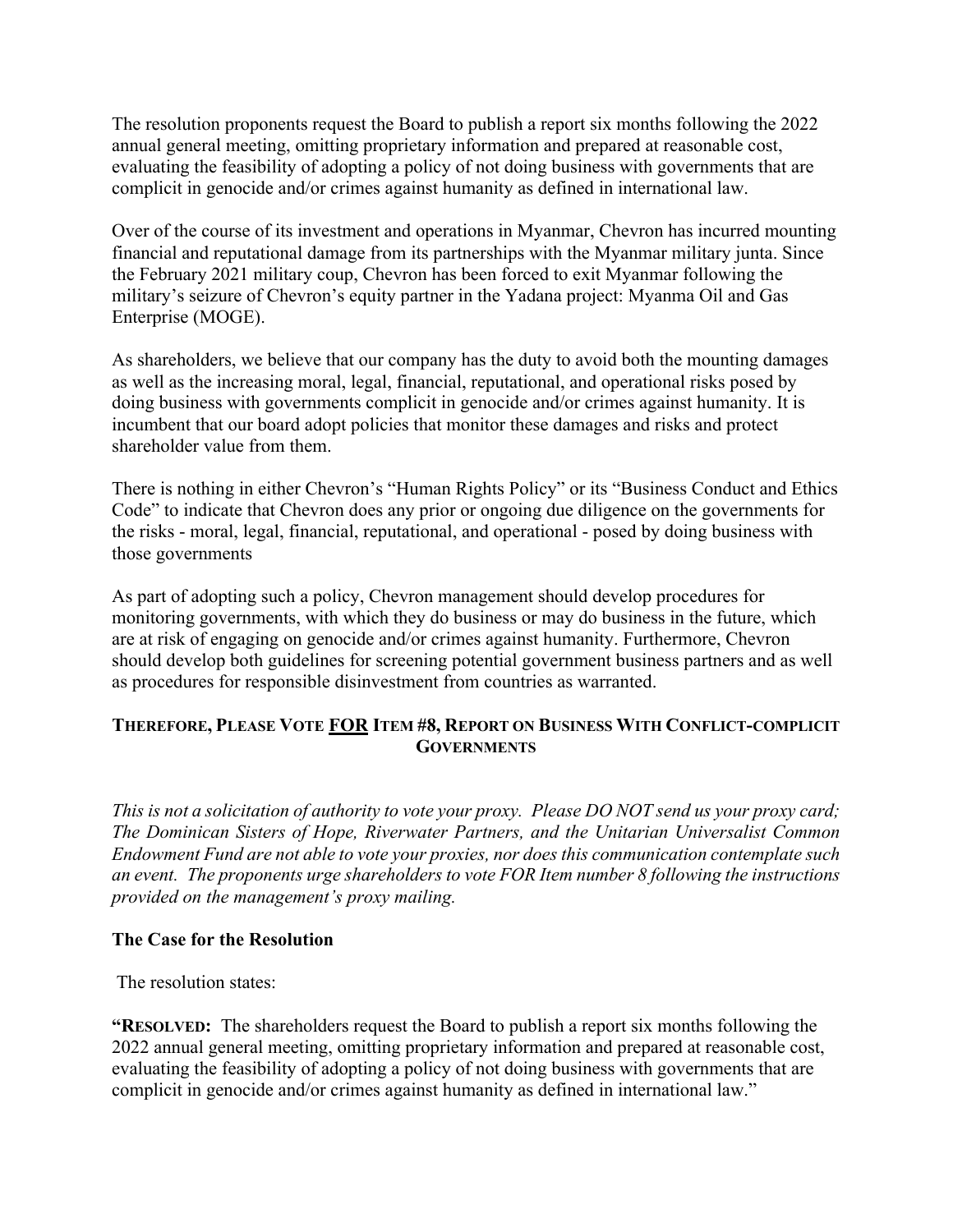The resolution proponents request the Board to publish a report six months following the 2022 annual general meeting, omitting proprietary information and prepared at reasonable cost, evaluating the feasibility of adopting a policy of not doing business with governments that are complicit in genocide and/or crimes against humanity as defined in international law.

Over of the course of its investment and operations in Myanmar, Chevron has incurred mounting financial and reputational damage from its partnerships with the Myanmar military junta. Since the February 2021 military coup, Chevron has been forced to exit Myanmar following the military's seizure of Chevron's equity partner in the Yadana project: Myanma Oil and Gas Enterprise (MOGE).

As shareholders, we believe that our company has the duty to avoid both the mounting damages as well as the increasing moral, legal, financial, reputational, and operational risks posed by doing business with governments complicit in genocide and/or crimes against humanity. It is incumbent that our board adopt policies that monitor these damages and risks and protect shareholder value from them.

There is nothing in either Chevron's "Human Rights Policy" or its "Business Conduct and Ethics Code" to indicate that Chevron does any prior or ongoing due diligence on the governments for the risks - moral, legal, financial, reputational, and operational - posed by doing business with those governments

As part of adopting such a policy, Chevron management should develop procedures for monitoring governments, with which they do business or may do business in the future, which are at risk of engaging on genocide and/or crimes against humanity. Furthermore, Chevron should develop both guidelines for screening potential government business partners and as well as procedures for responsible disinvestment from countries as warranted.

**THEREFORE, PLEASE VOTE <u>FOR</u> ITEM #8, REPORT ON BUSINESS WITH CONFLICT-COMPLICIT GOVERNMENTS**

*This is not a solicitation of authority to vote your proxy. Please DO NOT send us your proxy card; The Dominican Sisters of Hope, Riverwater Partners, and the Unitarian Universalist Common Endowment Fund are not able to vote your proxies, nor does this communication contemplate such an event. The proponents urge shareholders to vote FOR Item number 8 following the instructions provided on the management's proxy mailing.*

**The Case for the Resolution**

The resolution states:

"**RESOLVED:** The shareholders request the Board to publish a report six months following the 2022 annual general meeting, omitting proprietary information and prepared at reasonable cost, evaluating the feasibility of adopting a policy of not doing business with governments that are complicit in genocide and/or crimes against humanity as defined in international law."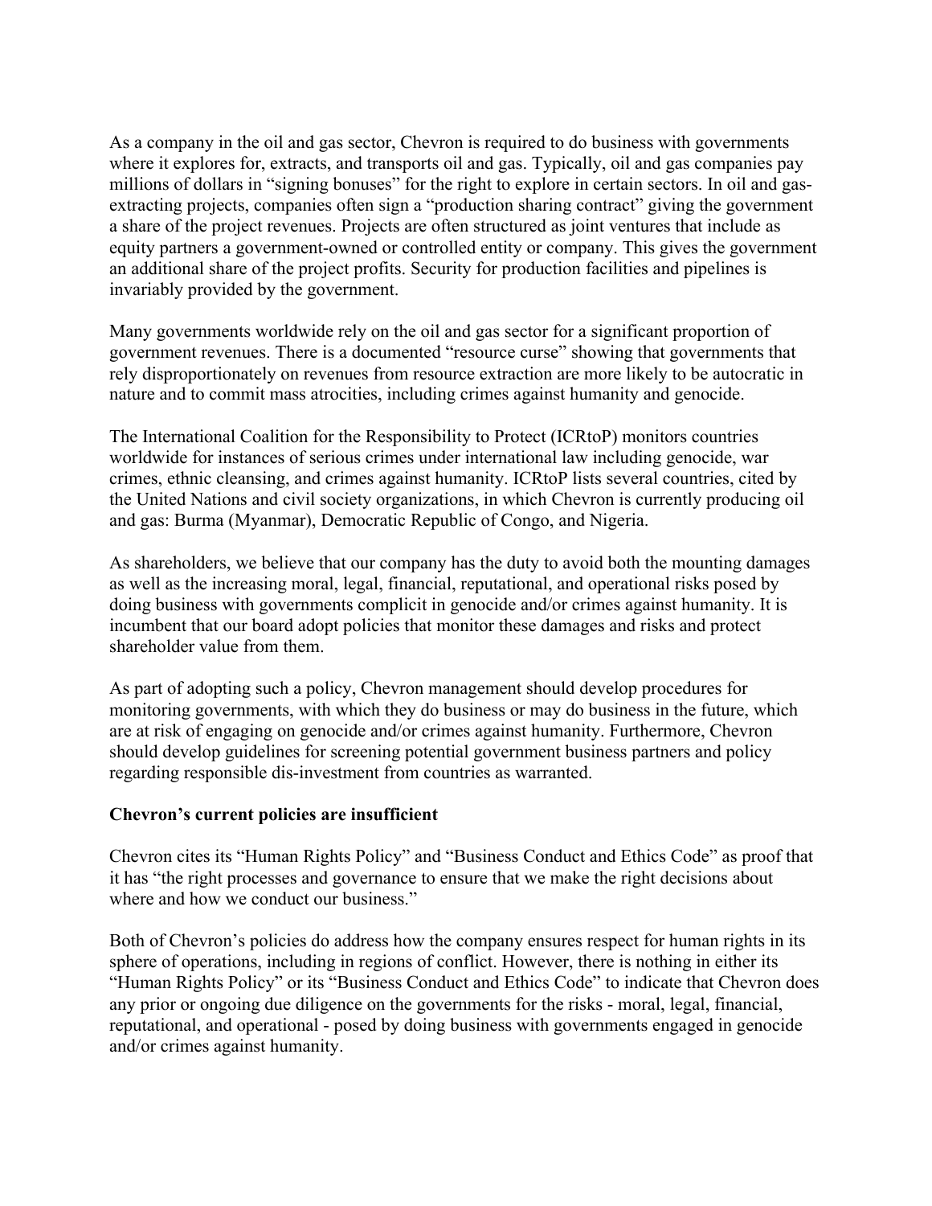As a company in the oil and gas sector, Chevron is required to do business with governments where it explores for, extracts, and transports oil and gas. Typically, oil and gas companies pay millions of dollars in "signing bonuses" for the right to explore in certain sectors. In oil and gas-extracting projects, companies often sign a "production sharing contract" giving the government a share of the project revenues. Projects are often structured as joint ventures that include as equity partners a government-owned or controlled entity or company. This gives the government an additional share of the project profits. Security for production facilities and pipelines is invariably provided by the government.

Many governments worldwide rely on the oil and gas sector for a significant proportion of government revenues. There is a documented "resource curse" showing that governments that rely disproportionately on revenues from resource extraction are more likely to be autocratic in nature and to commit mass atrocities, including crimes against humanity and genocide.

The International Coalition for the Responsibility to Protect (ICRtoP) monitors countries worldwide for instances of serious crimes under international law including genocide, war crimes, ethnic cleansing, and crimes against humanity. ICRtoP lists several countries, cited by the United Nations and civil society organizations, in which Chevron is currently producing oil and gas: Burma (Myanmar), Democratic Republic of Congo, and Nigeria.

As shareholders, we believe that our company has the duty to avoid both the mounting damages as well as the increasing moral, legal, financial, reputational, and operational risks posed by doing business with governments complicit in genocide and/or crimes against humanity. It is incumbent that our board adopt policies that monitor these damages and risks and protect shareholder value from them.

As part of adopting such a policy, Chevron management should develop procedures for monitoring governments, with which they do business or may do business in the future, which are at risk of engaging on genocide and/or crimes against humanity. Furthermore, Chevron should develop guidelines for screening potential government business partners and policy regarding responsible dis-investment from countries as warranted.

**Chevron's current policies are insufficient**

Chevron cites its "Human Rights Policy" and "Business Conduct and Ethics Code" as proof that it has "the right processes and governance to ensure that we make the right decisions about where and how we conduct our business."

Both of Chevron's policies do address how the company ensures respect for human rights in its sphere of operations, including in regions of conflict. However, there is nothing in either its "Human Rights Policy" or its "Business Conduct and Ethics Code" to indicate that Chevron does any prior or ongoing due diligence on the governments for the risks - moral, legal, financial, reputational, and operational - posed by doing business with governments engaged in genocide and/or crimes against humanity.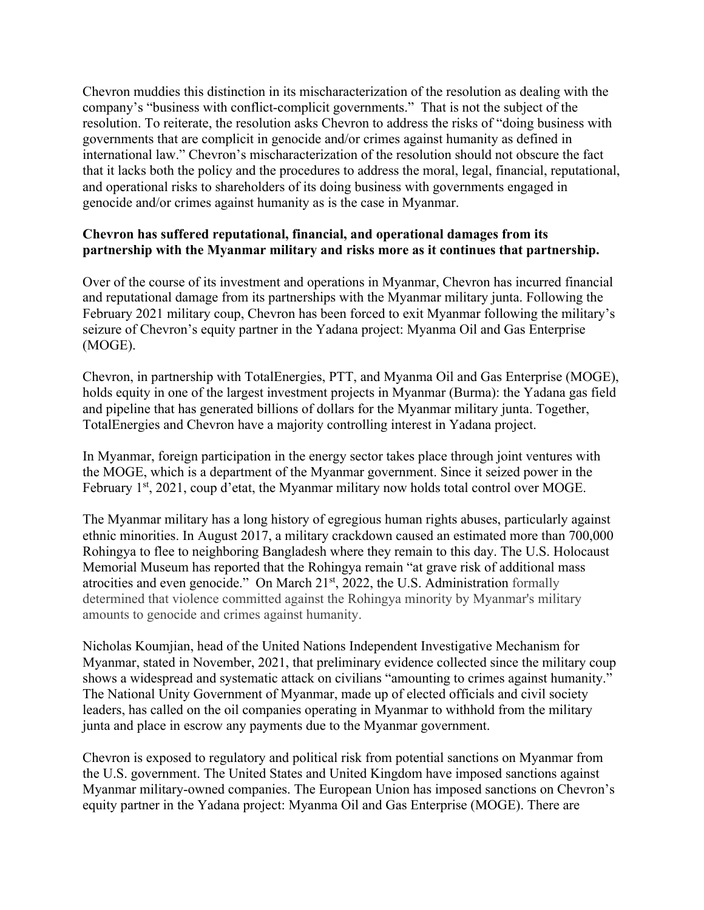Chevron muddies this distinction in its mischaracterization of the resolution as dealing with the company's "business with conflict-complicit governments." That is not the subject of the resolution. To reiterate, the resolution asks Chevron to address the risks of "doing business with governments that are complicit in genocide and/or crimes against humanity as defined in international law." Chevron's mischaracterization of the resolution should not obscure the fact that it lacks both the policy and the procedures to address the moral, legal, financial, reputational, and operational risks to shareholders of its doing business with governments engaged in genocide and/or crimes against humanity as is the case in Myanmar.

**Chevron has suffered reputational, financial, and operational damages from its partnership with the Myanmar military and risks more as it continues that partnership.**

Over of the course of its investment and operations in Myanmar, Chevron has incurred financial and reputational damage from its partnerships with the Myanmar military junta. Following the February 2021 military coup, Chevron has been forced to exit Myanmar following the military's seizure of Chevron's equity partner in the Yadana project: Myanma Oil and Gas Enterprise (MOGE).

Chevron, in partnership with TotalEnergies, PTT, and Myanma Oil and Gas Enterprise (MOGE), holds equity in one of the largest investment projects in Myanmar (Burma): the Yadana gas field and pipeline that has generated billions of dollars for the Myanmar military junta. Together, TotalEnergies and Chevron have a majority controlling interest in Yadana project.

In Myanmar, foreign participation in the energy sector takes place through joint ventures with the MOGE, which is a department of the Myanmar government. Since it seized power in the February 1st, 2021, coup d'etat, the Myanmar military now holds total control over MOGE.

The Myanmar military has a long history of egregious human rights abuses, particularly against ethnic minorities. In August 2017, a military crackdown caused an estimated more than 700,000 Rohingya to flee to neighboring Bangladesh where they remain to this day. The U.S. Holocaust Memorial Museum has reported that the Rohingya remain "at grave risk of additional mass atrocities and even genocide." On March 21st, 2022, the U.S. Administration formally determined that violence committed against the Rohingya minority by Myanmar's military amounts to genocide and crimes against humanity.

Nicholas Koumjian, head of the United Nations Independent Investigative Mechanism for Myanmar, stated in November, 2021, that preliminary evidence collected since the military coup shows a widespread and systematic attack on civilians "amounting to crimes against humanity." The National Unity Government of Myanmar, made up of elected officials and civil society leaders, has called on the oil companies operating in Myanmar to withhold from the military junta and place in escrow any payments due to the Myanmar government.

Chevron is exposed to regulatory and political risk from potential sanctions on Myanmar from the U.S. government. The United States and United Kingdom have imposed sanctions against Myanmar military-owned companies. The European Union has imposed sanctions on Chevron's equity partner in the Yadana project: Myanma Oil and Gas Enterprise (MOGE). There are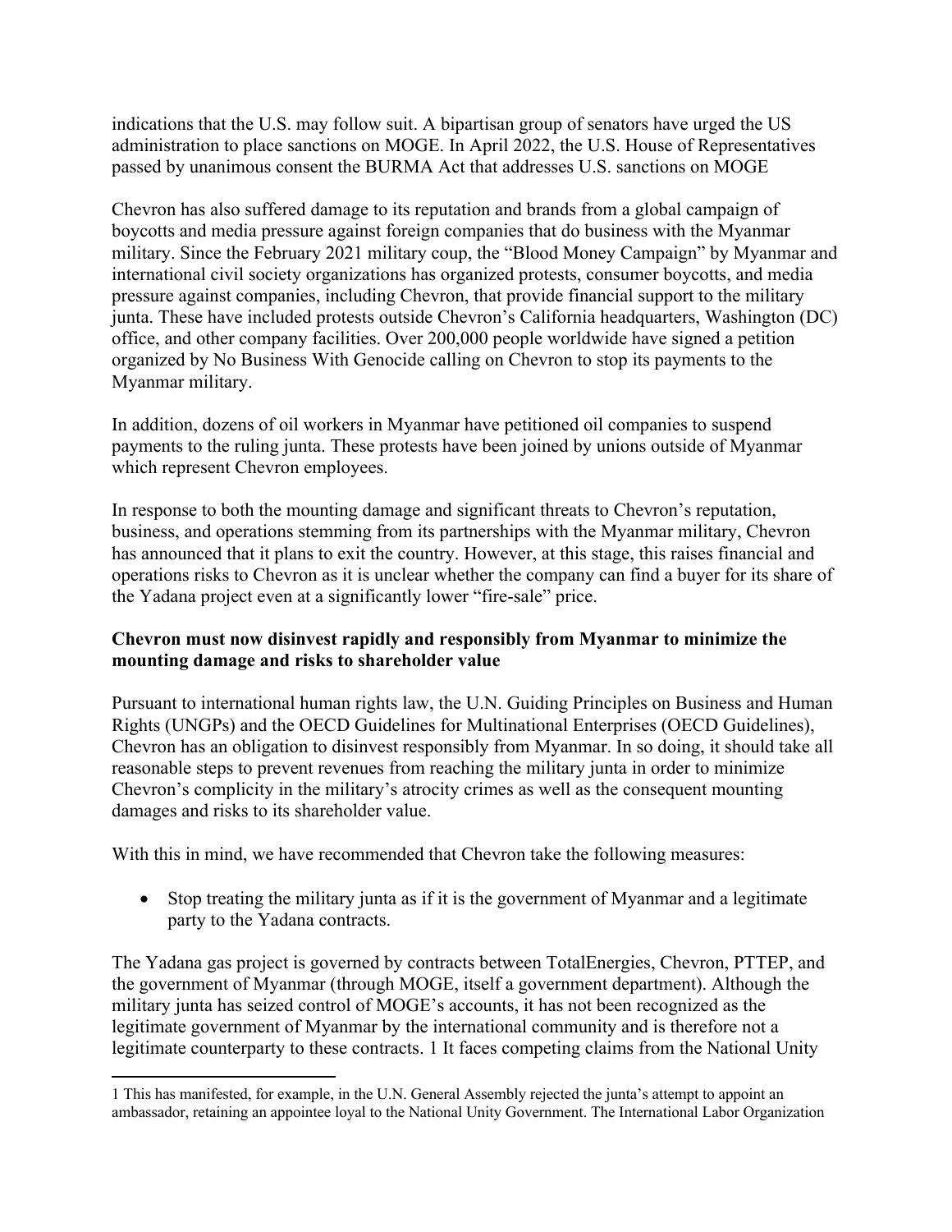indications that the U.S. may follow suit. A bipartisan group of senators have urged the US administration to place sanctions on MOGE. In April 2022, the U.S. House of Representatives passed by unanimous consent the BURMA Act that addresses U.S. sanctions on MOGE

Chevron has also suffered damage to its reputation and brands from a global campaign of boycotts and media pressure against foreign companies that do business with the Myanmar military. Since the February 2021 military coup, the "Blood Money Campaign" by Myanmar and international civil society organizations has organized protests, consumer boycotts, and media pressure against companies, including Chevron, that provide financial support to the military junta. These have included protests outside Chevron's California headquarters, Washington (DC) office, and other company facilities. Over 200,000 people worldwide have signed a petition organized by No Business With Genocide calling on Chevron to stop its payments to the Myanmar military.

In addition, dozens of oil workers in Myanmar have petitioned oil companies to suspend payments to the ruling junta. These protests have been joined by unions outside of Myanmar which represent Chevron employees.

In response to both the mounting damage and significant threats to Chevron's reputation, business, and operations stemming from its partnerships with the Myanmar military, Chevron has announced that it plans to exit the country. However, at this stage, this raises financial and operations risks to Chevron as it is unclear whether the company can find a buyer for its share of the Yadana project even at a significantly lower "fire-sale" price.

**Chevron must now disinvest rapidly and responsibly from Myanmar to minimize the mounting damage and risks to shareholder value**

Pursuant to international human rights law, the U.N. Guiding Principles on Business and Human Rights (UNGPs) and the OECD Guidelines for Multinational Enterprises (OECD Guidelines), Chevron has an obligation to disinvest responsibly from Myanmar. In so doing, it should take all reasonable steps to prevent revenues from reaching the military junta in order to minimize Chevron's complicity in the military's atrocity crimes as well as the consequent mounting damages and risks to its shareholder value.

With this in mind, we have recommended that Chevron take the following measures:

- Stop treating the military junta as if it is the government of Myanmar and a legitimate party to the Yadana contracts.

The Yadana gas project is governed by contracts between TotalEnergies, Chevron, PTTEP, and the government of Myanmar (through MOGE, itself a government department). Although the military junta has seized control of MOGE's accounts, it has not been recognized as the legitimate government of Myanmar by the international community and is therefore not a legitimate counterparty to these contracts. 1 It faces competing claims from the National Unity

1 This has manifested, for example, in the U.N. General Assembly rejected the junta's attempt to appoint an ambassador, retaining an appointee loyal to the National Unity Government. The International Labor Organization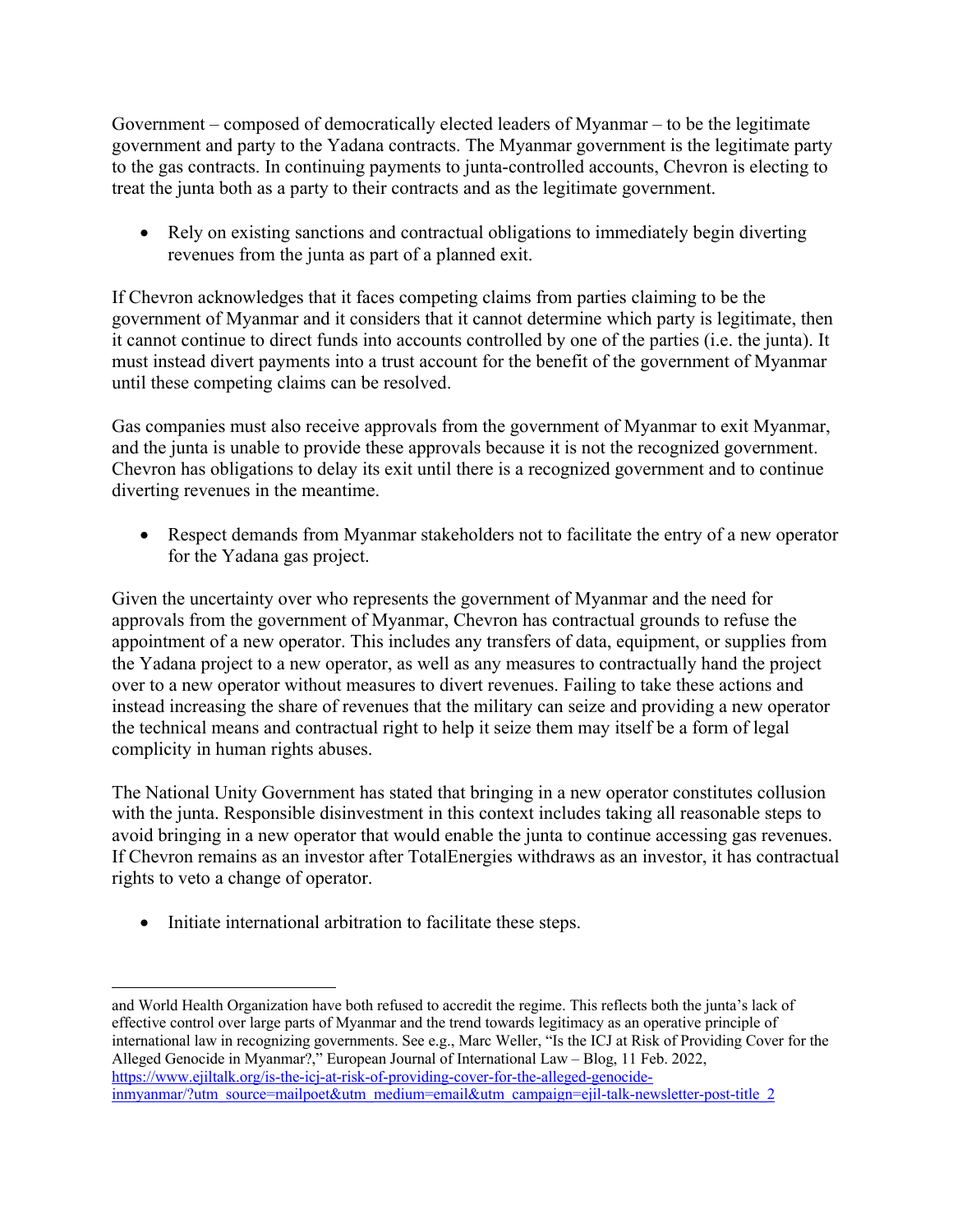Government – composed of democratically elected leaders of Myanmar – to be the legitimate government and party to the Yadana contracts. The Myanmar government is the legitimate party to the gas contracts. In continuing payments to junta-controlled accounts, Chevron is electing to treat the junta both as a party to their contracts and as the legitimate government.

- Rely on existing sanctions and contractual obligations to immediately begin diverting revenues from the junta as part of a planned exit.

If Chevron acknowledges that it faces competing claims from parties claiming to be the government of Myanmar and it considers that it cannot determine which party is legitimate, then it cannot continue to direct funds into accounts controlled by one of the parties (i.e. the junta). It must instead divert payments into a trust account for the benefit of the government of Myanmar until these competing claims can be resolved.

Gas companies must also receive approvals from the government of Myanmar to exit Myanmar, and the junta is unable to provide these approvals because it is not the recognized government. Chevron has obligations to delay its exit until there is a recognized government and to continue diverting revenues in the meantime.

- Respect demands from Myanmar stakeholders not to facilitate the entry of a new operator for the Yadana gas project.

Given the uncertainty over who represents the government of Myanmar and the need for approvals from the government of Myanmar, Chevron has contractual grounds to refuse the appointment of a new operator. This includes any transfers of data, equipment, or supplies from the Yadana project to a new operator, as well as any measures to contractually hand the project over to a new operator without measures to divert revenues. Failing to take these actions and instead increasing the share of revenues that the military can seize and providing a new operator the technical means and contractual right to help it seize them may itself be a form of legal complicity in human rights abuses.

The National Unity Government has stated that bringing in a new operator constitutes collusion with the junta. Responsible disinvestment in this context includes taking all reasonable steps to avoid bringing in a new operator that would enable the junta to continue accessing gas revenues. If Chevron remains as an investor after TotalEnergies withdraws as an investor, it has contractual rights to veto a change of operator.

- Initiate international arbitration to facilitate these steps.

---

and World Health Organization have both refused to accredit the regime. This reflects both the junta's lack of effective control over large parts of Myanmar and the trend towards legitimacy as an operative principle of international law in recognizing governments. See e.g., Marc Weller, "Is the ICJ at Risk of Providing Cover for the Alleged Genocide in Myanmar?," European Journal of International Law – Blog, 11 Feb. 2022, https://www.ejiltalk.org/is-the-icj-at-risk-of-providing-cover-for-the-alleged-genocide-inmyanmar/?utm_source=mailpoet&utm_medium=email&utm_campaign=ejil-talk-newsletter-post-title_2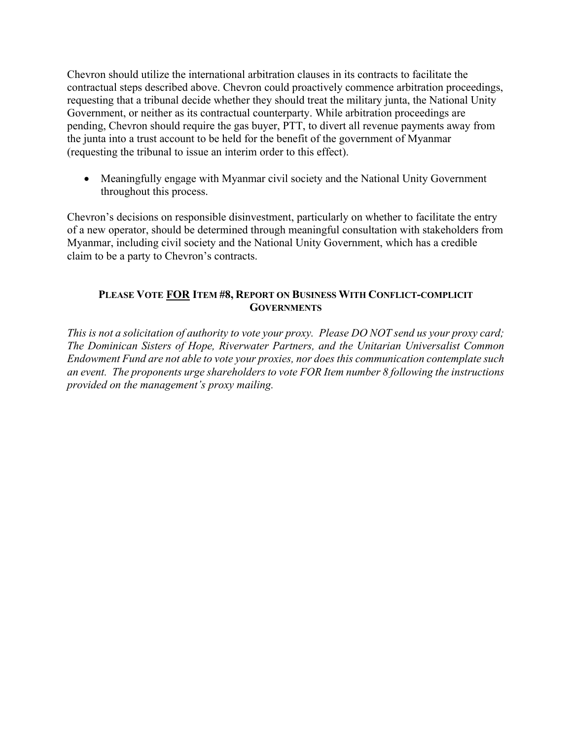Chevron should utilize the international arbitration clauses in its contracts to facilitate the contractual steps described above. Chevron could proactively commence arbitration proceedings, requesting that a tribunal decide whether they should treat the military junta, the National Unity Government, or neither as its contractual counterparty. While arbitration proceedings are pending, Chevron should require the gas buyer, PTT, to divert all revenue payments away from the junta into a trust account to be held for the benefit of the government of Myanmar (requesting the tribunal to issue an interim order to this effect).

- Meaningfully engage with Myanmar civil society and the National Unity Government throughout this process.

Chevron's decisions on responsible disinvestment, particularly on whether to facilitate the entry of a new operator, should be determined through meaningful consultation with stakeholders from Myanmar, including civil society and the National Unity Government, which has a credible claim to be a party to Chevron's contracts.

**PLEASE VOTE <u>FOR</u> ITEM #8, REPORT ON BUSINESS WITH CONFLICT-COMPLICIT GOVERNMENTS**

*This is not a solicitation of authority to vote your proxy. Please DO NOT send us your proxy card; The Dominican Sisters of Hope, Riverwater Partners, and the Unitarian Universalist Common Endowment Fund are not able to vote your proxies, nor does this communication contemplate such an event. The proponents urge shareholders to vote FOR Item number 8 following the instructions provided on the management's proxy mailing.*